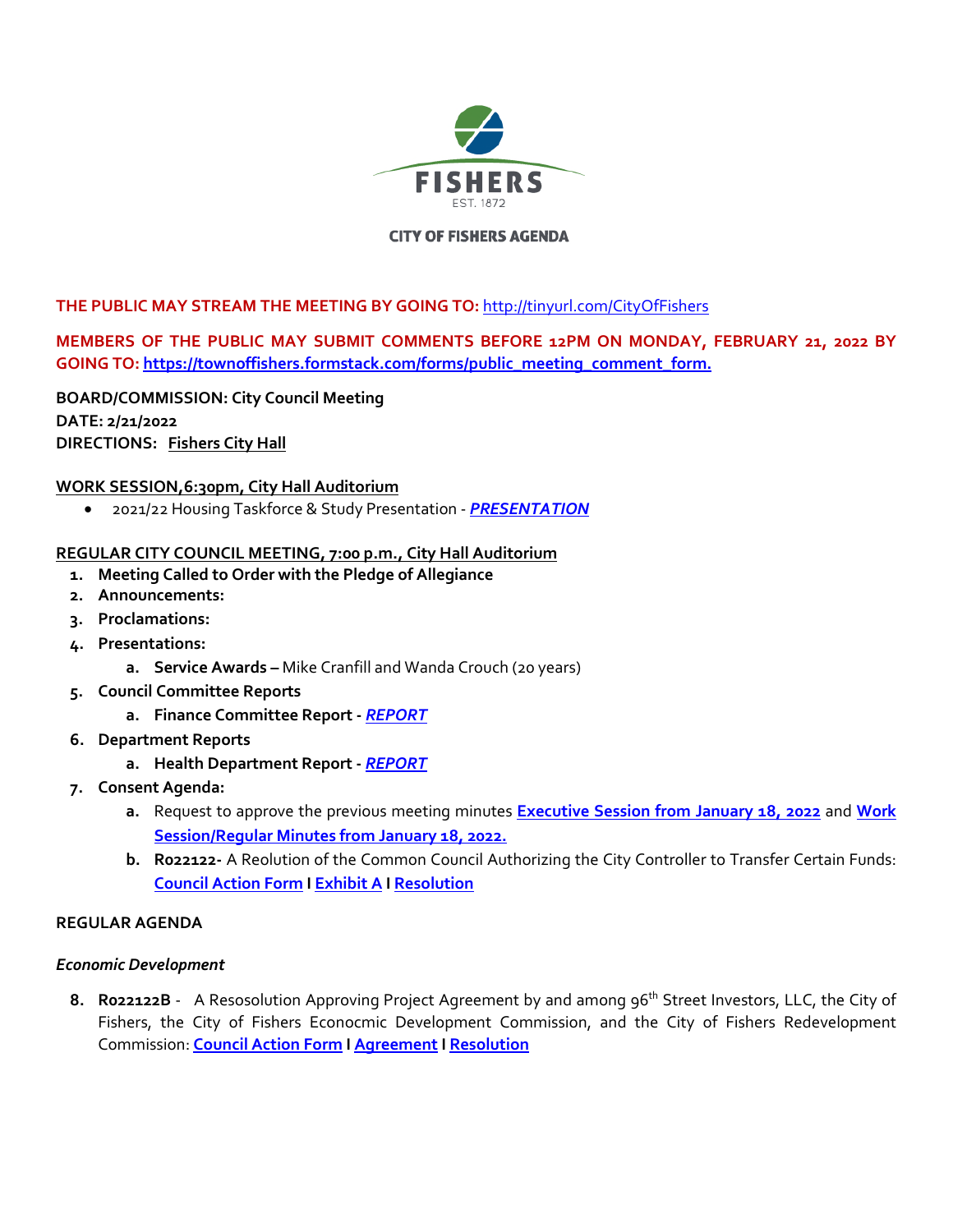FISHERS

EST. 1872

**CITY OF FISHERS AGENDA**

**THE PUBLIC MAY STREAM THE MEETING BY GOING TO:** http://tinyurl.com/CityOfFishers

**MEMBERS OF THE PUBLIC MAY SUBMIT COMMENTS BEFORE 12PM ON MONDAY, FEBRUARY 21, 2022 BY GOING TO: https://townoffishers.formstack.com/forms/public_meeting_comment_form.**

**BOARD/COMMISSION: City Council Meeting**
**DATE: 2/21/2022**
**DIRECTIONS: Fishers City Hall**

**WORK SESSION,6:30pm, City Hall Auditorium**

- 2021/22 Housing Taskforce & Study Presentation - ***PRESENTATION***

**REGULAR CITY COUNCIL MEETING, 7:00 p.m., City Hall Auditorium**

1. **Meeting Called to Order with the Pledge of Allegiance**
2. **Announcements:**
3. **Proclamations:**
4. **Presentations:**
    a. **Service Awards –** Mike Cranfill and Wanda Crouch (20 years)
5. **Council Committee Reports**
    a. **Finance Committee Report -** ***REPORT***
6. **Department Reports**
    a. **Health Department Report -** ***REPORT***
7. **Consent Agenda:**
    a. Request to approve the previous meeting minutes **Executive Session from January 18, 2022** and **Work Session/Regular Minutes from January 18, 2022.**
    b. **R022122-** A Reolution of the Common Council Authorizing the City Controller to Transfer Certain Funds: **Council Action Form** I **Exhibit A** I **Resolution**

**REGULAR AGENDA**

***Economic Development***

8. **R022122B** - A Resosolution Approving Project Agreement by and among 96th Street Investors, LLC, the City of Fishers, the City of Fishers Econocmic Development Commission, and the City of Fishers Redevelopment Commission: **Council Action Form** I **Agreement** I **Resolution**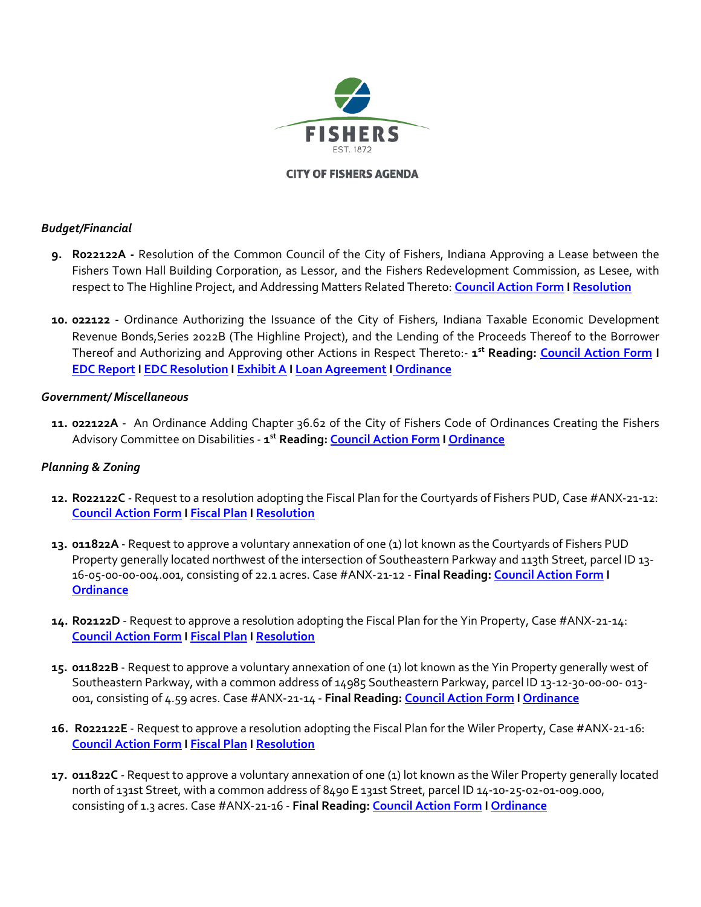**CITY OF FISHERS AGENDA**

### *Budget/Financial*

9. **R022122A -** Resolution of the Common Council of the City of Fishers, Indiana Approving a Lease between the Fishers Town Hall Building Corporation, as Lessor, and the Fishers Redevelopment Commission, as Lesee, with respect to The Highline Project, and Addressing Matters Related Thereto: **Council Action Form I Resolution**

10. **022122 -** Ordinance Authorizing the Issuance of the City of Fishers, Indiana Taxable Economic Development Revenue Bonds,Series 2022B (The Highline Project), and the Lending of the Proceeds Thereof to the Borrower Thereof and Authorizing and Approving other Actions in Respect Thereto:- **1st Reading: Council Action Form I EDC Report I EDC Resolution I Exhibit A I Loan Agreement I Ordinance**

### *Government/ Miscellaneous*

11. **022122A** - An Ordinance Adding Chapter 36.62 of the City of Fishers Code of Ordinances Creating the Fishers Advisory Committee on Disabilities - **1st Reading: Council Action Form I Ordinance**

### *Planning & Zoning*

12. **R022122C** - Request to a resolution adopting the Fiscal Plan for the Courtyards of Fishers PUD, Case #ANX-21-12: **Council Action Form I Fiscal Plan I Resolution**

13. **011822A** - Request to approve a voluntary annexation of one (1) lot known as the Courtyards of Fishers PUD Property generally located northwest of the intersection of Southeastern Parkway and 113th Street, parcel ID 13-16-05-00-00-004.001, consisting of 22.1 acres. Case #ANX-21-12 - **Final Reading: Council Action Form I Ordinance**

14. **R02122D** - Request to approve a resolution adopting the Fiscal Plan for the Yin Property, Case #ANX-21-14: **Council Action Form I Fiscal Plan I Resolution**

15. **011822B** - Request to approve a voluntary annexation of one (1) lot known as the Yin Property generally west of Southeastern Parkway, with a common address of 14985 Southeastern Parkway, parcel ID 13-12-30-00-00- 013-001, consisting of 4.59 acres. Case #ANX-21-14 - **Final Reading: Council Action Form I Ordinance**

16. **R022122E** - Request to approve a resolution adopting the Fiscal Plan for the Wiler Property, Case #ANX-21-16: **Council Action Form I Fiscal Plan I Resolution**

17. **011822C** - Request to approve a voluntary annexation of one (1) lot known as the Wiler Property generally located north of 131st Street, with a common address of 8490 E 131st Street, parcel ID 14-10-25-02-01-009.000, consisting of 1.3 acres. Case #ANX-21-16 - **Final Reading: Council Action Form I Ordinance**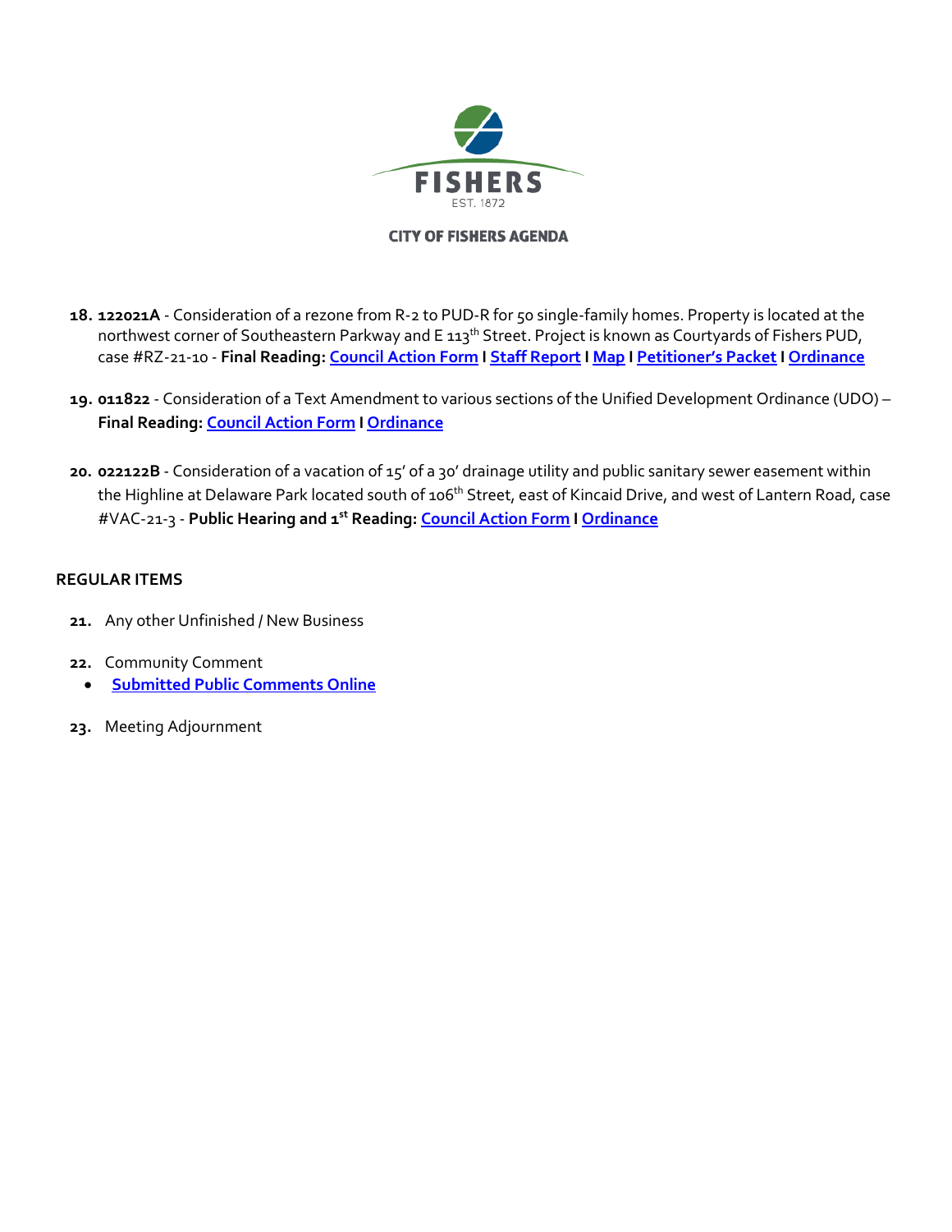**CITY OF FISHERS AGENDA**

18. **122021A** - Consideration of a rezone from R-2 to PUD-R for 50 single-family homes. Property is located at the northwest corner of Southeastern Parkway and E 113th Street. Project is known as Courtyards of Fishers PUD, case #RZ-21-10 - **Final Reading: Council Action Form I Staff Report I Map I Petitioner's Packet I Ordinance**

19. **011822** - Consideration of a Text Amendment to various sections of the Unified Development Ordinance (UDO) – **Final Reading: Council Action Form I Ordinance**

20. **022122B** - Consideration of a vacation of 15' of a 30' drainage utility and public sanitary sewer easement within the Highline at Delaware Park located south of 106th Street, east of Kincaid Drive, and west of Lantern Road, case #VAC-21-3 - **Public Hearing and 1st Reading: Council Action Form I Ordinance**

**REGULAR ITEMS**

21. Any other Unfinished / New Business

22. Community Comment
    - **Submitted Public Comments Online**

23. Meeting Adjournment